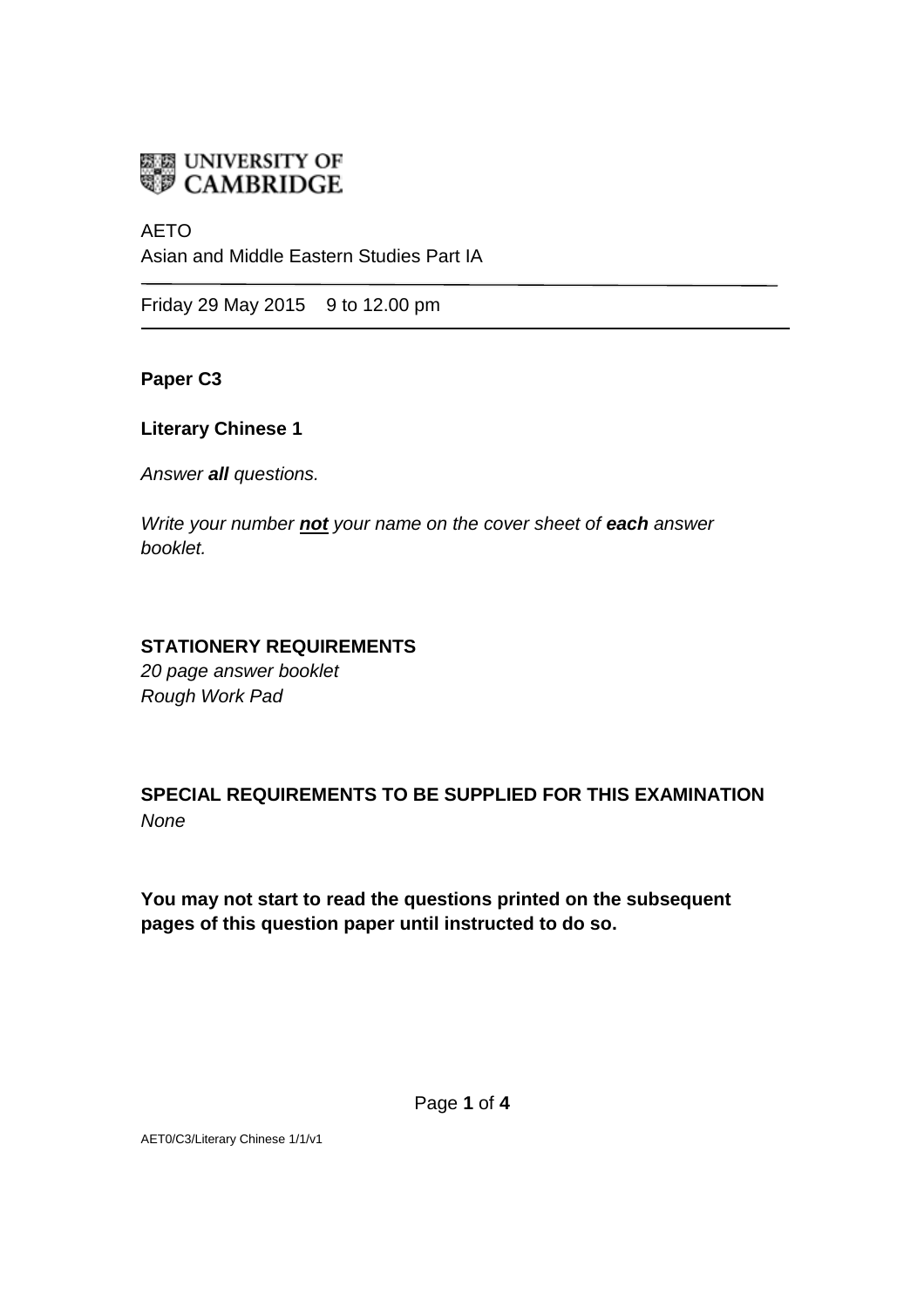UNIVERSITY OF CAMBRIDGE

AETO

Asian and Middle Eastern Studies Part IA

---

Friday 29 May 2015    9 to 12.00 pm

---

**Paper C3**

**Literary Chinese 1**

*Answer **all** questions.*

*Write your number **not** your name on the cover sheet of **each** answer booklet.*

**STATIONERY REQUIREMENTS**

*20 page answer booklet*

*Rough Work Pad*

**SPECIAL REQUIREMENTS TO BE SUPPLIED FOR THIS EXAMINATION**

*None*

**You may not start to read the questions printed on the subsequent pages of this question paper until instructed to do so.**

AET0/C3/Literary Chinese 1/1/v1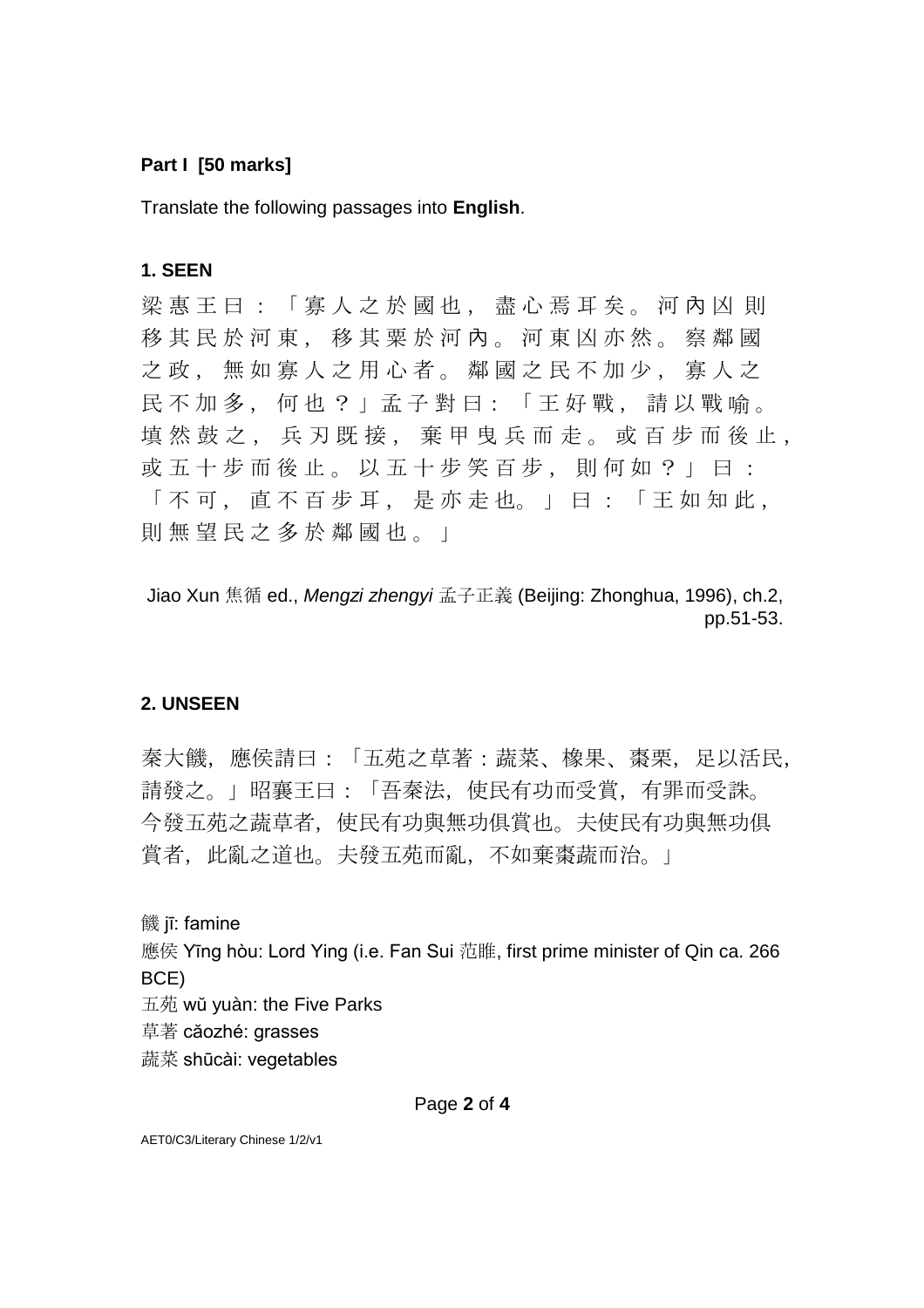**Part I [50 marks]**

Translate the following passages into **English**.

**1. SEEN**

梁惠王曰：「寡人之於國也，盡心焉耳矣。河內凶則移其民於河東，移其粟於河內。河東凶亦然。察鄰國之政，無如寡人之用心者。鄰國之民不加少，寡人之民不加多，何也？」孟子對曰：「王好戰，請以戰喻。填然鼓之，兵刃既接，棄甲曳兵而走。或百步而後止，或五十步而後止。以五十步笑百步，則何如？」曰：「不可，直不百步耳，是亦走也。」曰：「王如知此，則無望民之多於鄰國也。」

Jiao Xun 焦循 ed., *Mengzi zhengyi* 孟子正義 (Beijing: Zhonghua, 1996), ch.2, pp.51-53.

**2. UNSEEN**

秦大饑，應侯請曰：「五苑之草著：蔬菜、橡果、棗栗，足以活民，請發之。」昭襄王曰：「吾秦法，使民有功而受賞，有罪而受誅。今發五苑之蔬草者，使民有功與無功俱賞也。夫使民有功與無功俱賞者，此亂之道也。夫發五苑而亂，不如棄棗蔬而治。」

饑 jī: famine
應侯 Yīng hòu: Lord Ying (i.e. Fan Sui 范睢, first prime minister of Qin ca. 266 BCE)
五苑 wǔ yuàn: the Five Parks
草著 cǎozhé: grasses
蔬菜 shūcài: vegetables

AET0/C3/Literary Chinese 1/2/v1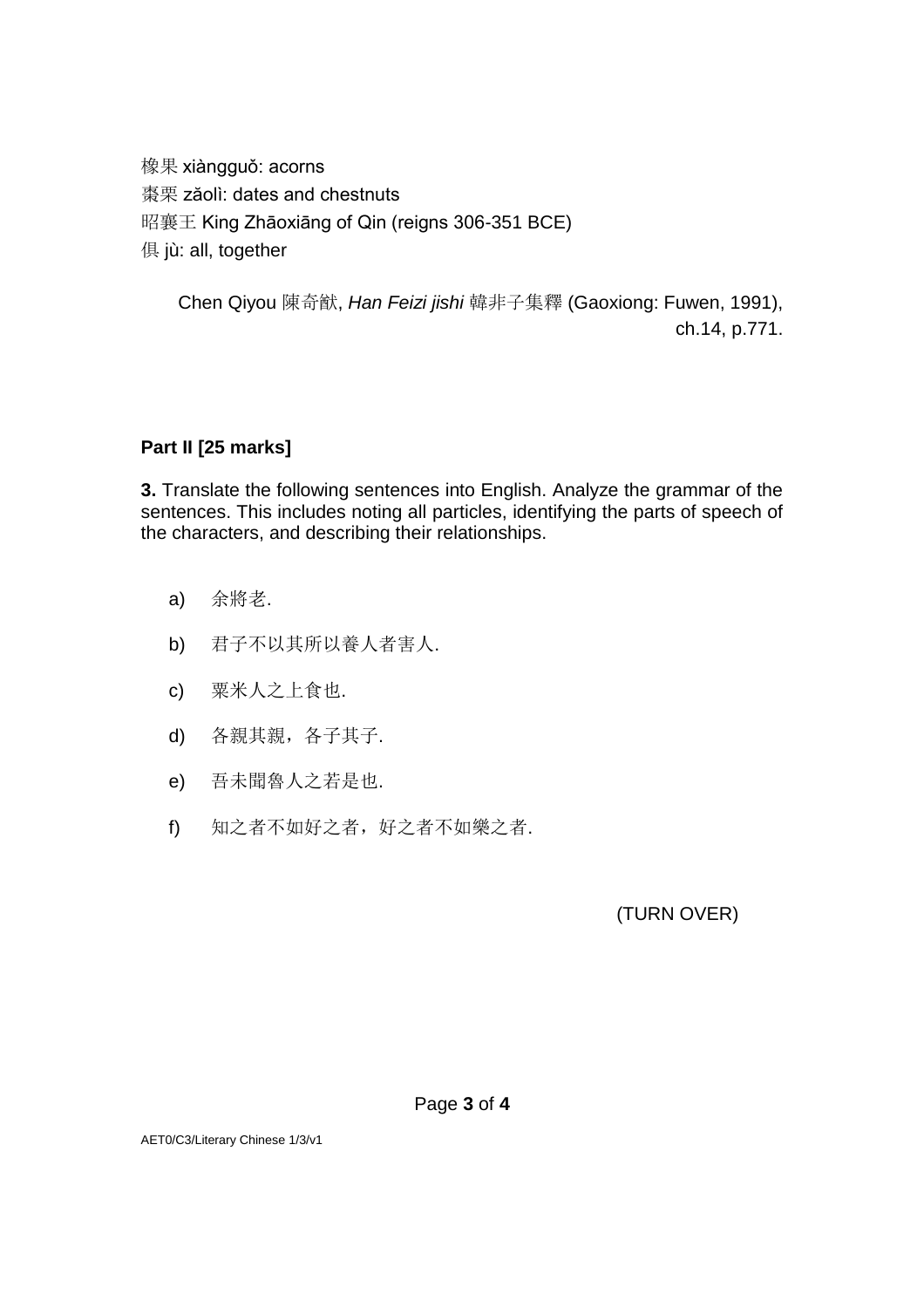橡果 xiàngguǒ: acorns
棗栗 zǎolì: dates and chestnuts
昭襄王 King Zhāoxiāng of Qin (reigns 306-351 BCE)
俱 jù: all, together

Chen Qiyou 陳奇猷, *Han Feizi jishi* 韓非子集釋 (Gaoxiong: Fuwen, 1991), ch.14, p.771.

**Part II [25 marks]**

**3.** Translate the following sentences into English. Analyze the grammar of the sentences. This includes noting all particles, identifying the parts of speech of the characters, and describing their relationships.

a) 余將老.

b) 君子不以其所以養人者害人.

c) 粟米人之上食也.

d) 各親其親，各子其子.

e) 吾未聞魯人之若是也.

f) 知之者不如好之者，好之者不如樂之者.

(TURN OVER)

AET0/C3/Literary Chinese 1/3/v1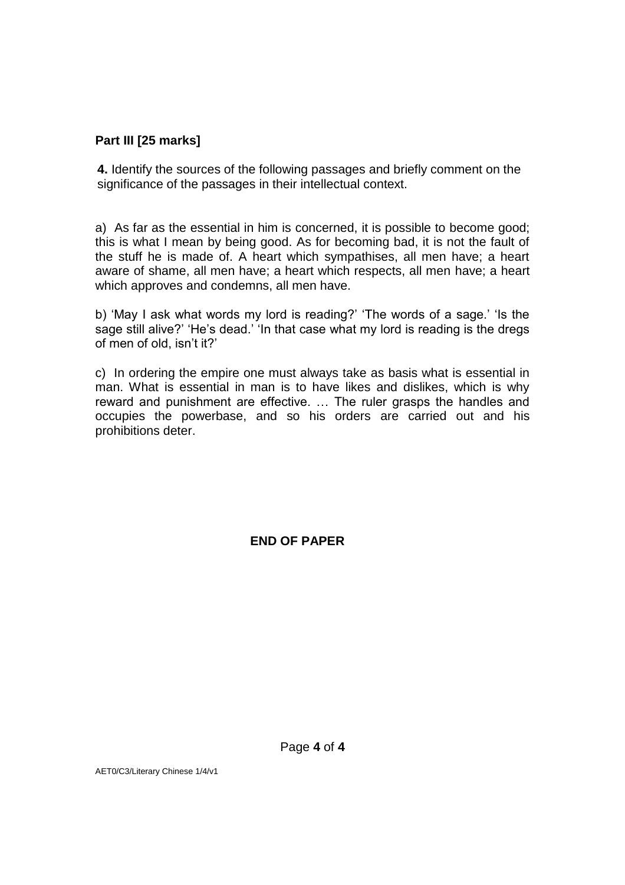**Part III [25 marks]**

**4.** Identify the sources of the following passages and briefly comment on the significance of the passages in their intellectual context.

a) As far as the essential in him is concerned, it is possible to become good; this is what I mean by being good. As for becoming bad, it is not the fault of the stuff he is made of. A heart which sympathises, all men have; a heart aware of shame, all men have; a heart which respects, all men have; a heart which approves and condemns, all men have.

b) 'May I ask what words my lord is reading?' 'The words of a sage.' 'Is the sage still alive?' 'He's dead.' 'In that case what my lord is reading is the dregs of men of old, isn't it?'

c) In ordering the empire one must always take as basis what is essential in man. What is essential in man is to have likes and dislikes, which is why reward and punishment are effective. … The ruler grasps the handles and occupies the powerbase, and so his orders are carried out and his prohibitions deter.

**END OF PAPER**

AET0/C3/Literary Chinese 1/4/v1